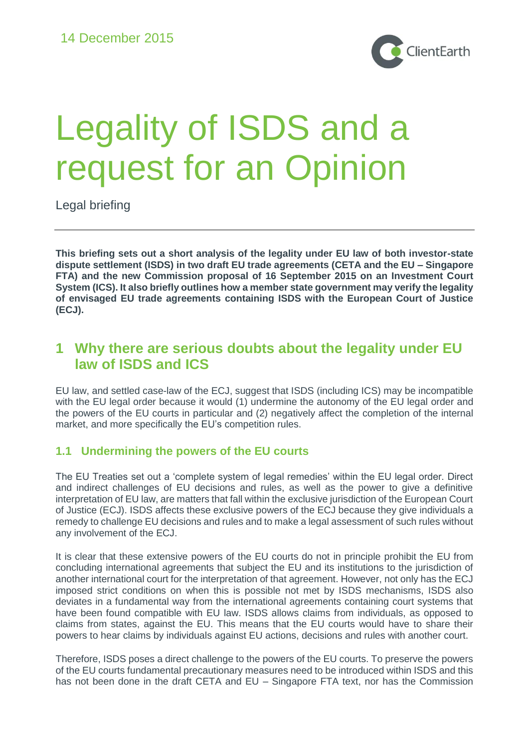14 December 2015

ClientEarth

# Legality of ISDS and a request for an Opinion

Legal briefing

**This briefing sets out a short analysis of the legality under EU law of both investor-state dispute settlement (ISDS) in two draft EU trade agreements (CETA and the EU – Singapore FTA) and the new Commission proposal of 16 September 2015 on an Investment Court System (ICS). It also briefly outlines how a member state government may verify the legality of envisaged EU trade agreements containing ISDS with the European Court of Justice (ECJ).**

## 1 Why there are serious doubts about the legality under EU law of ISDS and ICS

EU law, and settled case-law of the ECJ, suggest that ISDS (including ICS) may be incompatible with the EU legal order because it would (1) undermine the autonomy of the EU legal order and the powers of the EU courts in particular and (2) negatively affect the completion of the internal market, and more specifically the EU's competition rules.

### 1.1 Undermining the powers of the EU courts

The EU Treaties set out a 'complete system of legal remedies' within the EU legal order. Direct and indirect challenges of EU decisions and rules, as well as the power to give a definitive interpretation of EU law, are matters that fall within the exclusive jurisdiction of the European Court of Justice (ECJ). ISDS affects these exclusive powers of the ECJ because they give individuals a remedy to challenge EU decisions and rules and to make a legal assessment of such rules without any involvement of the ECJ.

It is clear that these extensive powers of the EU courts do not in principle prohibit the EU from concluding international agreements that subject the EU and its institutions to the jurisdiction of another international court for the interpretation of that agreement. However, not only has the ECJ imposed strict conditions on when this is possible not met by ISDS mechanisms, ISDS also deviates in a fundamental way from the international agreements containing court systems that have been found compatible with EU law. ISDS allows claims from individuals, as opposed to claims from states, against the EU. This means that the EU courts would have to share their powers to hear claims by individuals against EU actions, decisions and rules with another court.

Therefore, ISDS poses a direct challenge to the powers of the EU courts. To preserve the powers of the EU courts fundamental precautionary measures need to be introduced within ISDS and this has not been done in the draft CETA and EU – Singapore FTA text, nor has the Commission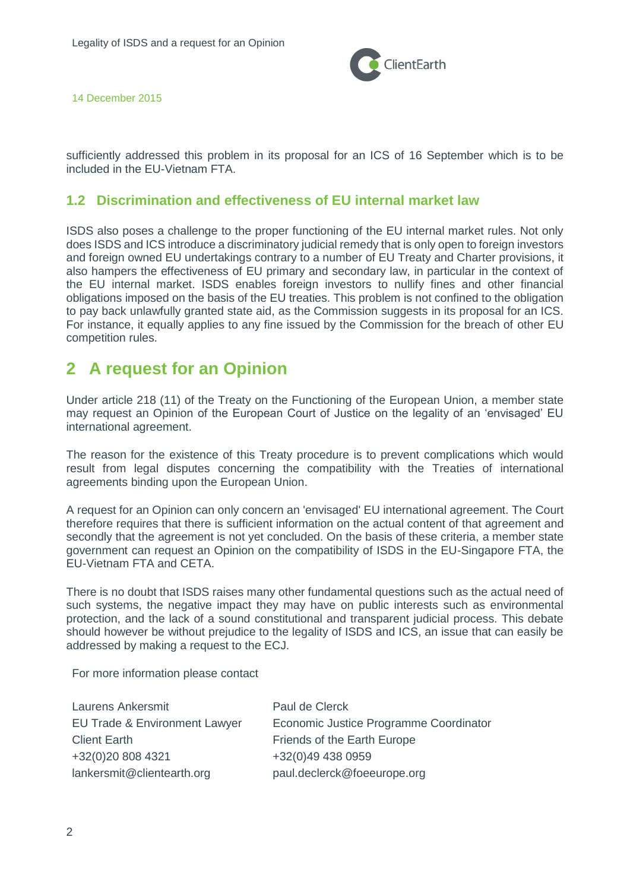sufficiently addressed this problem in its proposal for an ICS of 16 September which is to be included in the EU-Vietnam FTA.

### 1.2 Discrimination and effectiveness of EU internal market law

ISDS also poses a challenge to the proper functioning of the EU internal market rules. Not only does ISDS and ICS introduce a discriminatory judicial remedy that is only open to foreign investors and foreign owned EU undertakings contrary to a number of EU Treaty and Charter provisions, it also hampers the effectiveness of EU primary and secondary law, in particular in the context of the EU internal market. ISDS enables foreign investors to nullify fines and other financial obligations imposed on the basis of the EU treaties. This problem is not confined to the obligation to pay back unlawfully granted state aid, as the Commission suggests in its proposal for an ICS. For instance, it equally applies to any fine issued by the Commission for the breach of other EU competition rules.

## 2 A request for an Opinion

Under article 218 (11) of the Treaty on the Functioning of the European Union, a member state may request an Opinion of the European Court of Justice on the legality of an 'envisaged' EU international agreement.

The reason for the existence of this Treaty procedure is to prevent complications which would result from legal disputes concerning the compatibility with the Treaties of international agreements binding upon the European Union.

A request for an Opinion can only concern an 'envisaged' EU international agreement. The Court therefore requires that there is sufficient information on the actual content of that agreement and secondly that the agreement is not yet concluded. On the basis of these criteria, a member state government can request an Opinion on the compatibility of ISDS in the EU-Singapore FTA, the EU-Vietnam FTA and CETA.

There is no doubt that ISDS raises many other fundamental questions such as the actual need of such systems, the negative impact they may have on public interests such as environmental protection, and the lack of a sound constitutional and transparent judicial process. This debate should however be without prejudice to the legality of ISDS and ICS, an issue that can easily be addressed by making a request to the ECJ.

For more information please contact

Laurens Ankersmit
EU Trade & Environment Lawyer
Client Earth
+32(0)20 808 4321
lankersmit@clientearth.org

Paul de Clerck
Economic Justice Programme Coordinator
Friends of the Earth Europe
+32(0)49 438 0959
paul.declerck@foeeurope.org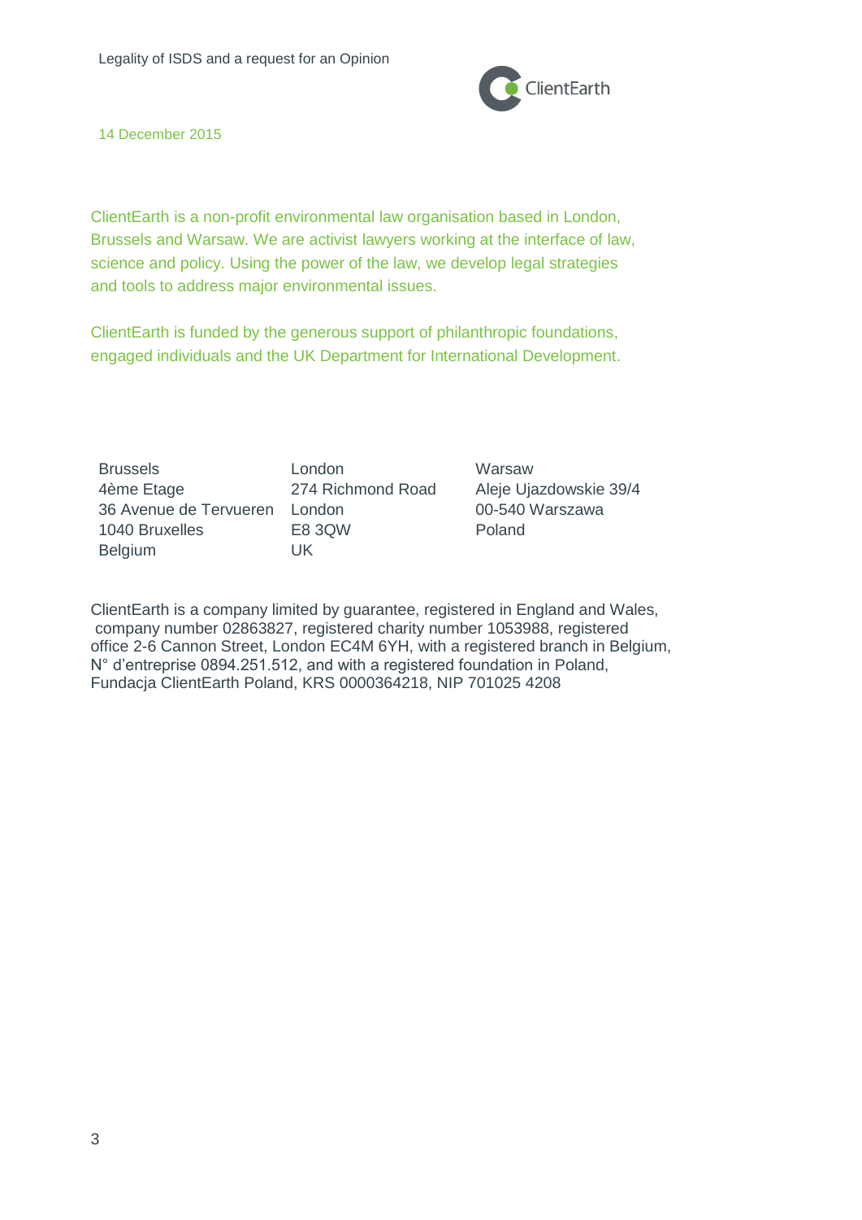14 December 2015

ClientEarth is a non-profit environmental law organisation based in London, Brussels and Warsaw. We are activist lawyers working at the interface of law, science and policy. Using the power of the law, we develop legal strategies and tools to address major environmental issues.

ClientEarth is funded by the generous support of philanthropic foundations, engaged individuals and the UK Department for International Development.

| | | |
|---|---|---|
| Brussels | London | Warsaw |
| 4ème Etage | 274 Richmond Road | Aleje Ujazdowskie 39/4 |
| 36 Avenue de Tervueren | London | 00-540 Warszawa |
| 1040 Bruxelles | E8 3QW | Poland |
| Belgium | UK | |

ClientEarth is a company limited by guarantee, registered in England and Wales, company number 02863827, registered charity number 1053988, registered office 2-6 Cannon Street, London EC4M 6YH, with a registered branch in Belgium, N° d'entreprise 0894.251.512, and with a registered foundation in Poland, Fundacja ClientEarth Poland, KRS 0000364218, NIP 701025 4208